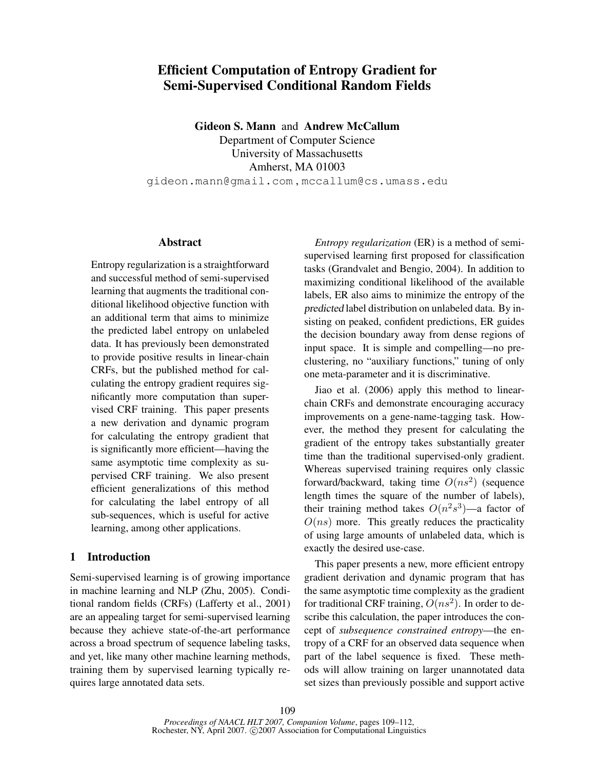# Efficient Computation of Entropy Gradient for Semi-Supervised Conditional Random Fields

**Gideon S. Mann** and **Andrew McCallum**
Department of Computer Science
University of Massachusetts
Amherst, MA 01003
gideon.mann@gmail.com, mccallum@cs.umass.edu

## Abstract

Entropy regularization is a straightforward and successful method of semi-supervised learning that augments the traditional conditional likelihood objective function with an additional term that aims to minimize the predicted label entropy on unlabeled data. It has previously been demonstrated to provide positive results in linear-chain CRFs, but the published method for calculating the entropy gradient requires significantly more computation than supervised CRF training. This paper presents a new derivation and dynamic program for calculating the entropy gradient that is significantly more efficient—having the same asymptotic time complexity as supervised CRF training. We also present efficient generalizations of this method for calculating the label entropy of all sub-sequences, which is useful for active learning, among other applications.

## 1 Introduction

Semi-supervised learning is of growing importance in machine learning and NLP (Zhu, 2005). Conditional random fields (CRFs) (Lafferty et al., 2001) are an appealing target for semi-supervised learning because they achieve state-of-the-art performance across a broad spectrum of sequence labeling tasks, and yet, like many other machine learning methods, training them by supervised learning typically requires large annotated data sets.

*Entropy regularization* (ER) is a method of semi-supervised learning first proposed for classification tasks (Grandvalet and Bengio, 2004). In addition to maximizing conditional likelihood of the available labels, ER also aims to minimize the entropy of the *predicted* label distribution on unlabeled data. By insisting on peaked, confident predictions, ER guides the decision boundary away from dense regions of input space. It is simple and compelling—no pre-clustering, no "auxiliary functions," tuning of only one meta-parameter and it is discriminative.

Jiao et al. (2006) apply this method to linear-chain CRFs and demonstrate encouraging accuracy improvements on a gene-name-tagging task. However, the method they present for calculating the gradient of the entropy takes substantially greater time than the traditional supervised-only gradient. Whereas supervised training requires only classic forward/backward, taking time $O(ns^2)$ (sequence length times the square of the number of labels), their training method takes $O(n^2s^3)$—a factor of $O(ns)$ more. This greatly reduces the practicality of using large amounts of unlabeled data, which is exactly the desired use-case.

This paper presents a new, more efficient entropy gradient derivation and dynamic program that has the same asymptotic time complexity as the gradient for traditional CRF training, $O(ns^2)$. In order to describe this calculation, the paper introduces the concept of *subsequence constrained entropy*—the entropy of a CRF for an observed data sequence when part of the label sequence is fixed. These methods will allow training on larger unannotated data set sizes than previously possible and support active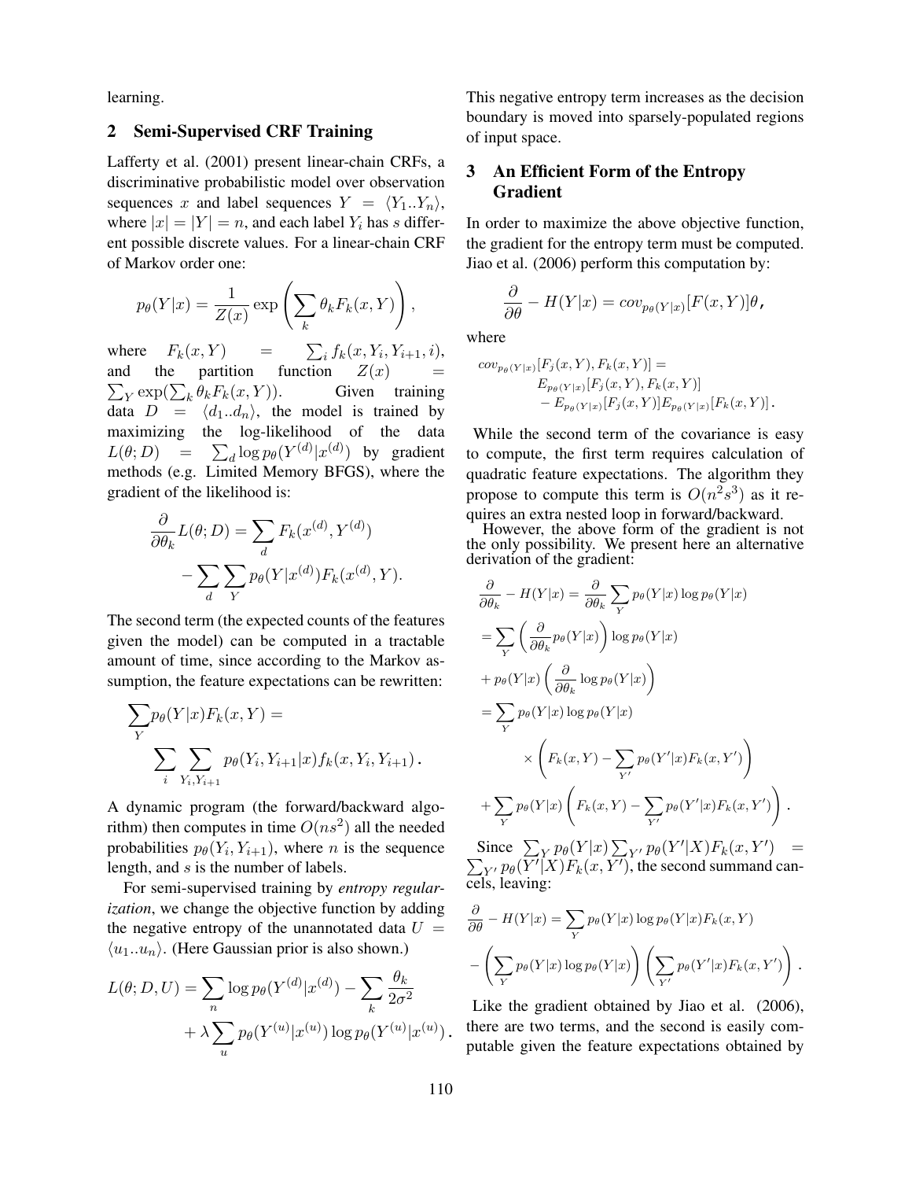learning.

## 2 Semi-Supervised CRF Training

Lafferty et al. (2001) present linear-chain CRFs, a discriminative probabilistic model over observation sequences $x$ and label sequences $Y = \langle Y_1..Y_n \rangle$, where $|x| = |Y| = n$, and each label $Y_i$ has $s$ different possible discrete values. For a linear-chain CRF of Markov order one:

$$p_\theta(Y|x) = \frac{1}{Z(x)} \exp\left(\sum_k \theta_k F_k(x, Y)\right),$$

where $F_k(x, Y) = \sum_i f_k(x, Y_i, Y_{i+1}, i)$, and the partition function $Z(x) = \sum_Y \exp(\sum_k \theta_k F_k(x, Y))$. Given training data $D = \langle d_1..d_n \rangle$, the model is trained by maximizing the log-likelihood of the data $L(\theta; D) = \sum_d \log p_\theta(Y^{(d)}|x^{(d)})$ by gradient methods (e.g. Limited Memory BFGS), where the gradient of the likelihood is:

$$\frac{\partial}{\partial \theta_k} L(\theta; D) = \sum_d F_k(x^{(d)}, Y^{(d)}) - \sum_d \sum_Y p_\theta(Y|x^{(d)}) F_k(x^{(d)}, Y).$$

The second term (the expected counts of the features given the model) can be computed in a tractable amount of time, since according to the Markov assumption, the feature expectations can be rewritten:

$$\sum_Y p_\theta(Y|x) F_k(x, Y) = \sum_i \sum_{Y_i, Y_{i+1}} p_\theta(Y_i, Y_{i+1}|x) f_k(x, Y_i, Y_{i+1}).$$

A dynamic program (the forward/backward algorithm) then computes in time $O(ns^2)$ all the needed probabilities $p_\theta(Y_i, Y_{i+1})$, where $n$ is the sequence length, and $s$ is the number of labels.

For semi-supervised training by *entropy regularization*, we change the objective function by adding the negative entropy of the unannotated data $U = \langle u_1..u_n \rangle$. (Here Gaussian prior is also shown.)

$$L(\theta; D, U) = \sum_n \log p_\theta(Y^{(d)}|x^{(d)}) - \sum_k \frac{\theta_k}{2\sigma^2} + \lambda \sum_u p_\theta(Y^{(u)}|x^{(u)}) \log p_\theta(Y^{(u)}|x^{(u)}).$$

This negative entropy term increases as the decision boundary is moved into sparsely-populated regions of input space.

## 3 An Efficient Form of the Entropy Gradient

In order to maximize the above objective function, the gradient for the entropy term must be computed. Jiao et al. (2006) perform this computation by:

$$\frac{\partial}{\partial \theta} - H(Y|x) = cov_{p_\theta(Y|x)}[F(x, Y)]\theta,$$

where

$$cov_{p_\theta(Y|x)}[F_j(x, Y), F_k(x, Y)] = E_{p_\theta(Y|x)}[F_j(x, Y), F_k(x, Y)] - E_{p_\theta(Y|x)}[F_j(x, Y)] E_{p_\theta(Y|x)}[F_k(x, Y)].$$

While the second term of the covariance is easy to compute, the first term requires calculation of quadratic feature expectations. The algorithm they propose to compute this term is $O(n^2 s^3)$ as it requires an extra nested loop in forward/backward.

However, the above form of the gradient is not the only possibility. We present here an alternative derivation of the gradient:

$$\begin{aligned}
\frac{\partial}{\partial \theta_k} - H(Y|x) &= \frac{\partial}{\partial \theta_k} \sum_Y p_\theta(Y|x) \log p_\theta(Y|x) \\
&= \sum_Y \left(\frac{\partial}{\partial \theta_k} p_\theta(Y|x)\right) \log p_\theta(Y|x) \\
&\quad + p_\theta(Y|x) \left(\frac{\partial}{\partial \theta_k} \log p_\theta(Y|x)\right) \\
&= \sum_Y p_\theta(Y|x) \log p_\theta(Y|x) \\
&\quad \times \left(F_k(x, Y) - \sum_{Y'} p_\theta(Y'|x) F_k(x, Y')\right) \\
&\quad + \sum_Y p_\theta(Y|x) \left(F_k(x, Y) - \sum_{Y'} p_\theta(Y'|x) F_k(x, Y')\right).
\end{aligned}$$

Since $\sum_Y p_\theta(Y|x) \sum_{Y'} p_\theta(Y'|X) F_k(x, Y') = \sum_{Y'} p_\theta(Y'|X) F_k(x, Y')$, the second summand cancels, leaving:

$$\frac{\partial}{\partial \theta} - H(Y|x) = \sum_Y p_\theta(Y|x) \log p_\theta(Y|x) F_k(x, Y) - \left(\sum_Y p_\theta(Y|x) \log p_\theta(Y|x)\right) \left(\sum_{Y'} p_\theta(Y'|x) F_k(x, Y')\right).$$

Like the gradient obtained by Jiao et al. (2006), there are two terms, and the second is easily computable given the feature expectations obtained by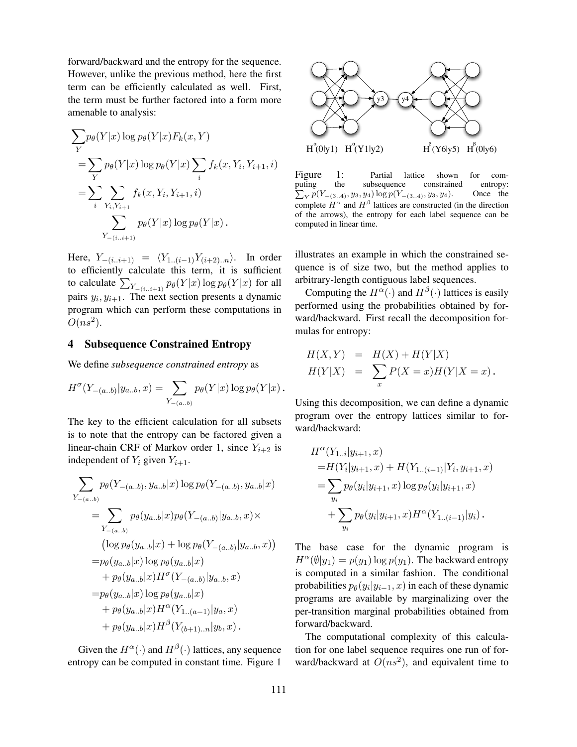forward/backward and the entropy for the sequence. However, unlike the previous method, here the first term can be efficiently calculated as well. First, the term must be further factored into a form more amenable to analysis:

$$
\begin{aligned}
&\sum_Y p_\theta(Y|x)\log p_\theta(Y|x) F_k(x,Y) \\
&= \sum_Y p_\theta(Y|x)\log p_\theta(Y|x) \sum_i f_k(x, Y_i, Y_{i+1}, i) \\
&= \sum_i \sum_{Y_i, Y_{i+1}} f_k(x, Y_i, Y_{i+1}, i) \\
&\qquad \sum_{Y_{-(i..i+1)}} p_\theta(Y|x)\log p_\theta(Y|x) \,.
\end{aligned}
$$

Here, $Y_{-(i..i+1)} = \langle Y_{1..(i-1)} Y_{(i+2)..n}\rangle$. In order to efficiently calculate this term, it is sufficient to calculate $\sum_{Y_{-(i..i+1)}} p_\theta(Y|x)\log p_\theta(Y|x)$ for all pairs $y_i, y_{i+1}$. The next section presents a dynamic program which can perform these computations in $O(ns^2)$.

## 4 Subsequence Constrained Entropy

We define *subsequence constrained entropy* as

$$
H^\sigma(Y_{-(a..b)}|y_{a..b}, x) = \sum_{Y_{-(a..b)}} p_\theta(Y|x)\log p_\theta(Y|x) \,.
$$

The key to the efficient calculation for all subsets is to note that the entropy can be factored given a linear-chain CRF of Markov order 1, since $Y_{i+2}$ is independent of $Y_i$ given $Y_{i+1}$.

$$
\begin{aligned}
&\sum_{Y_{-(a..b)}} p_\theta(Y_{-(a..b)}, y_{a..b}|x)\log p_\theta(Y_{-(a..b)}, y_{a..b}|x) \\
&= \sum_{Y_{-(a..b)}} p_\theta(y_{a..b}|x) p_\theta(Y_{-(a..b)}|y_{a..b}, x) \times \\
&\quad \big(\log p_\theta(y_{a..b}|x) + \log p_\theta(Y_{-(a..b)}|y_{a..b}, x)\big) \\
&= p_\theta(y_{a..b}|x)\log p_\theta(y_{a..b}|x) \\
&\quad + p_\theta(y_{a..b}|x) H^\sigma(Y_{-(a..b)}|y_{a..b}, x) \\
&= p_\theta(y_{a..b}|x)\log p_\theta(y_{a..b}|x) \\
&\quad + p_\theta(y_{a..b}|x) H^\alpha(Y_{1..(a-1)}|y_a, x) \\
&\quad + p_\theta(y_{a..b}|x) H^\beta(Y_{(b+1)..n}|y_b, x) \,.
\end{aligned}
$$

Given the $H^\alpha(\cdot)$ and $H^\beta(\cdot)$ lattices, any sequence entropy can be computed in constant time. Figure 1 illustrates an example in which the constrained sequence is of size two, but the method applies to arbitrary-length contiguous label sequences.

Figure 1: Partial lattice shown for computing the subsequence constrained entropy: $\sum_Y p(Y_{-(3..4)}, y_3, y_4)\log p(Y_{-(3..4)}, y_3, y_4)$. Once the complete $H^\alpha$ and $H^\beta$ lattices are constructed (in the direction of the arrows), the entropy for each label sequence can be computed in linear time.

Computing the $H^\alpha(\cdot)$ and $H^\beta(\cdot)$ lattices is easily performed using the probabilities obtained by forward/backward. First recall the decomposition formulas for entropy:

$$
\begin{aligned}
H(X,Y) &= H(X) + H(Y|X) \\
H(Y|X) &= \sum_x P(X=x) H(Y|X=x) \,.
\end{aligned}
$$

Using this decomposition, we can define a dynamic program over the entropy lattices similar to forward/backward:

$$
\begin{aligned}
&H^\alpha(Y_{1..i}|y_{i+1}, x) \\
&= H(Y_i|y_{i+1}, x) + H(Y_{1..(i-1)}|Y_i, y_{i+1}, x) \\
&= \sum_{y_i} p_\theta(y_i|y_{i+1}, x)\log p_\theta(y_i|y_{i+1}, x) \\
&\quad + \sum_{y_i} p_\theta(y_i|y_{i+1}, x) H^\alpha(Y_{1..(i-1)}|y_i) \,.
\end{aligned}
$$

The base case for the dynamic program is $H^\alpha(\emptyset|y_1) = p(y_1)\log p(y_1)$. The backward entropy is computed in a similar fashion. The conditional probabilities $p_\theta(y_i|y_{i-1}, x)$ in each of these dynamic programs are available by marginalizing over the per-transition marginal probabilities obtained from forward/backward.

The computational complexity of this calculation for one label sequence requires one run of forward/backward at $O(ns^2)$, and equivalent time to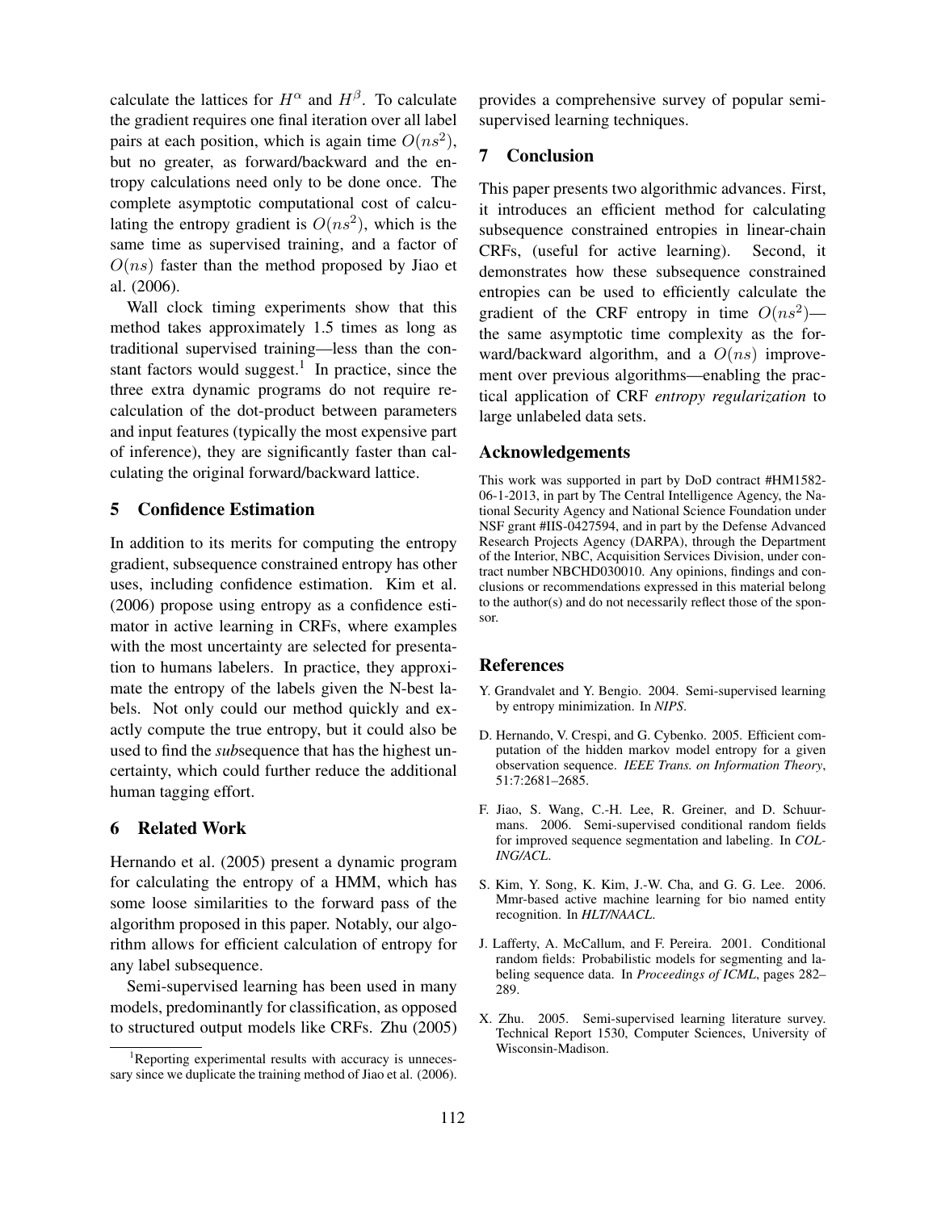calculate the lattices for $H^\alpha$ and $H^\beta$. To calculate the gradient requires one final iteration over all label pairs at each position, which is again time $O(ns^2)$, but no greater, as forward/backward and the entropy calculations need only to be done once. The complete asymptotic computational cost of calculating the entropy gradient is $O(ns^2)$, which is the same time as supervised training, and a factor of $O(ns)$ faster than the method proposed by Jiao et al. (2006).

Wall clock timing experiments show that this method takes approximately 1.5 times as long as traditional supervised training—less than the constant factors would suggest.[1] In practice, since the three extra dynamic programs do not require recalculation of the dot-product between parameters and input features (typically the most expensive part of inference), they are significantly faster than calculating the original forward/backward lattice.

## 5 Confidence Estimation

In addition to its merits for computing the entropy gradient, subsequence constrained entropy has other uses, including confidence estimation. Kim et al. (2006) propose using entropy as a confidence estimator in active learning in CRFs, where examples with the most uncertainty are selected for presentation to humans labelers. In practice, they approximate the entropy of the labels given the N-best labels. Not only could our method quickly and exactly compute the true entropy, but it could also be used to find the *sub*sequence that has the highest uncertainty, which could further reduce the additional human tagging effort.

## 6 Related Work

Hernando et al. (2005) present a dynamic program for calculating the entropy of a HMM, which has some loose similarities to the forward pass of the algorithm proposed in this paper. Notably, our algorithm allows for efficient calculation of entropy for any label subsequence.

Semi-supervised learning has been used in many models, predominantly for classification, as opposed to structured output models like CRFs. Zhu (2005) provides a comprehensive survey of popular semi-supervised learning techniques.

[1] Reporting experimental results with accuracy is unnecessary since we duplicate the training method of Jiao et al. (2006).

## 7 Conclusion

This paper presents two algorithmic advances. First, it introduces an efficient method for calculating subsequence constrained entropies in linear-chain CRFs, (useful for active learning). Second, it demonstrates how these subsequence constrained entropies can be used to efficiently calculate the gradient of the CRF entropy in time $O(ns^2)$—the same asymptotic time complexity as the forward/backward algorithm, and a $O(ns)$ improvement over previous algorithms—enabling the practical application of CRF *entropy regularization* to large unlabeled data sets.

## Acknowledgements

This work was supported in part by DoD contract #HM1582-06-1-2013, in part by The Central Intelligence Agency, the National Security Agency and National Science Foundation under NSF grant #IIS-0427594, and in part by the Defense Advanced Research Projects Agency (DARPA), through the Department of the Interior, NBC, Acquisition Services Division, under contract number NBCHD030010. Any opinions, findings and conclusions or recommendations expressed in this material belong to the author(s) and do not necessarily reflect those of the sponsor.

## References

Y. Grandvalet and Y. Bengio. 2004. Semi-supervised learning by entropy minimization. In *NIPS*.

D. Hernando, V. Crespi, and G. Cybenko. 2005. Efficient computation of the hidden markov model entropy for a given observation sequence. *IEEE Trans. on Information Theory*, 51:7:2681–2685.

F. Jiao, S. Wang, C.-H. Lee, R. Greiner, and D. Schuurmans. 2006. Semi-supervised conditional random fields for improved sequence segmentation and labeling. In *COLING/ACL*.

S. Kim, Y. Song, K. Kim, J.-W. Cha, and G. G. Lee. 2006. Mmr-based active machine learning for bio named entity recognition. In *HLT/NAACL*.

J. Lafferty, A. McCallum, and F. Pereira. 2001. Conditional random fields: Probabilistic models for segmenting and labeling sequence data. In *Proceedings of ICML*, pages 282–289.

X. Zhu. 2005. Semi-supervised learning literature survey. Technical Report 1530, Computer Sciences, University of Wisconsin-Madison.